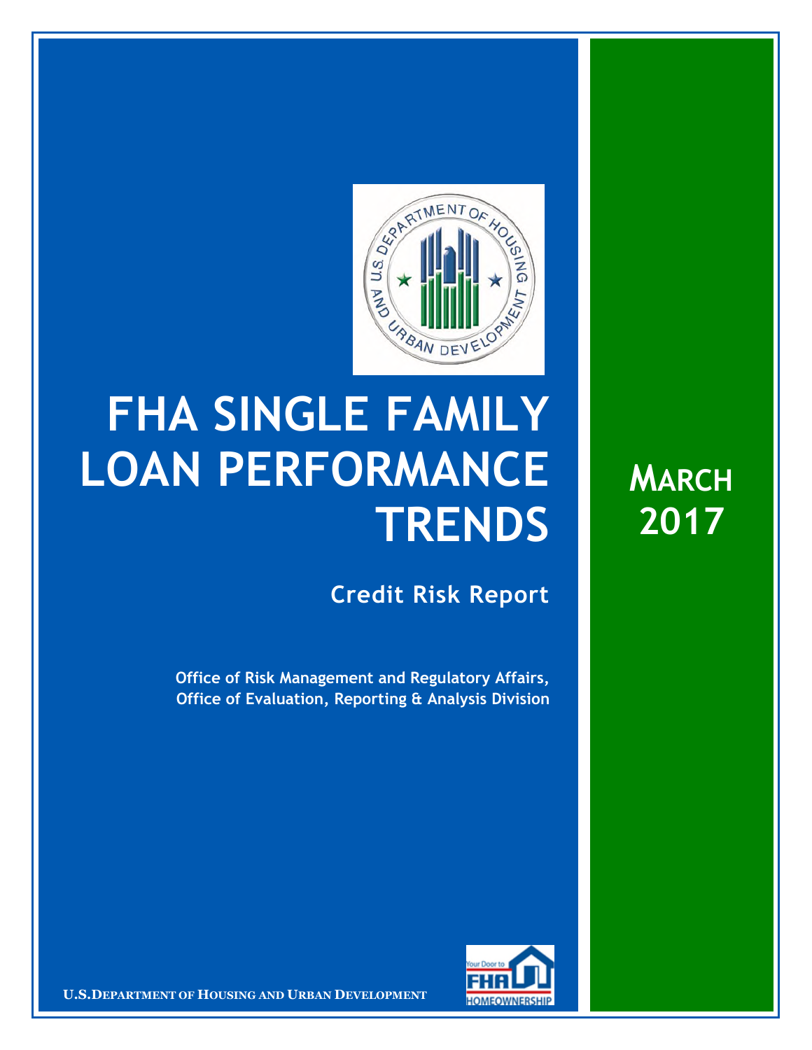# FHA SINGLE FAMILY LOAN PERFORMANCE TRENDS

## MARCH 2017

### Credit Risk Report

**Office of Risk Management and Regulatory Affairs,**
**Office of Evaluation, Reporting & Analysis Division**

**U.S. DEPARTMENT OF HOUSING AND URBAN DEVELOPMENT**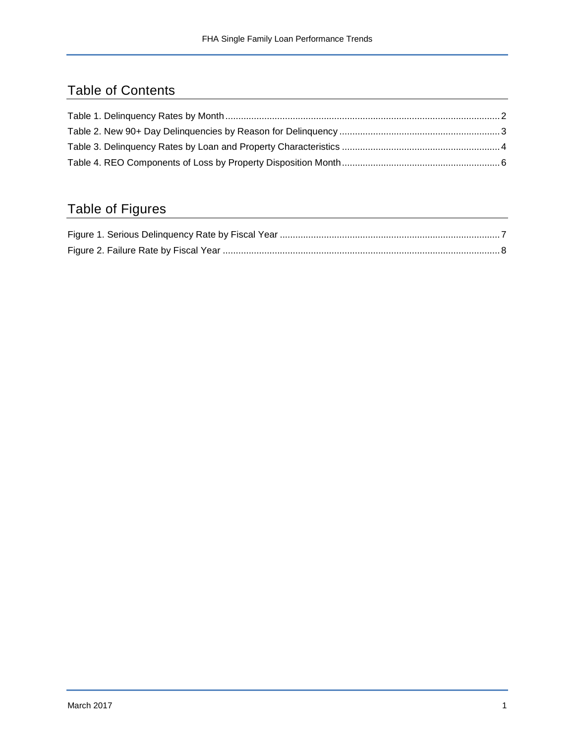## Table of Contents

Table 1. Delinquency Rates by Month .......... 2
Table 2. New 90+ Day Delinquencies by Reason for Delinquency .......... 3
Table 3. Delinquency Rates by Loan and Property Characteristics .......... 4
Table 4. REO Components of Loss by Property Disposition Month .......... 6

## Table of Figures

Figure 1. Serious Delinquency Rate by Fiscal Year .......... 7
Figure 2. Failure Rate by Fiscal Year .......... 8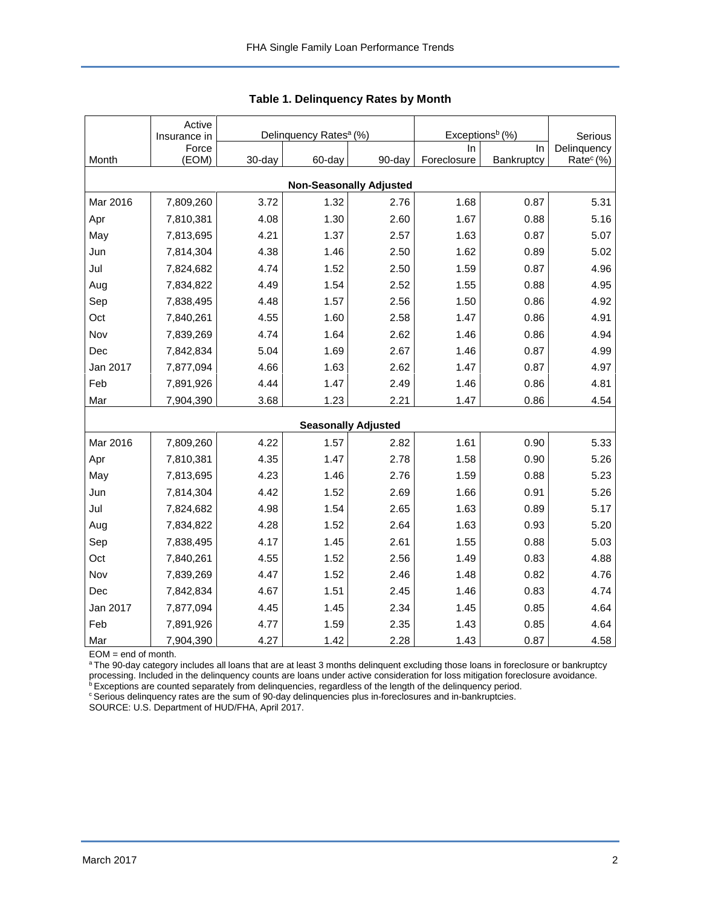## Table 1. Delinquency Rates by Month

| Month | Active Insurance in Force (EOM) | Delinquency Rates[a] (%) | | | Exceptions[b] (%) | | Serious Delinquency Rate[c] (%) |
|---|---|---|---|---|---|---|---|
| | | 30-day | 60-day | 90-day | In Foreclosure | In Bankruptcy | |
| **Non-Seasonally Adjusted** | | | | | | | |
| Mar 2016 | 7,809,260 | 3.72 | 1.32 | 2.76 | 1.68 | 0.87 | 5.31 |
| Apr | 7,810,381 | 4.08 | 1.30 | 2.60 | 1.67 | 0.88 | 5.16 |
| May | 7,813,695 | 4.21 | 1.37 | 2.57 | 1.63 | 0.87 | 5.07 |
| Jun | 7,814,304 | 4.38 | 1.46 | 2.50 | 1.62 | 0.89 | 5.02 |
| Jul | 7,824,682 | 4.74 | 1.52 | 2.50 | 1.59 | 0.87 | 4.96 |
| Aug | 7,834,822 | 4.49 | 1.54 | 2.52 | 1.55 | 0.88 | 4.95 |
| Sep | 7,838,495 | 4.48 | 1.57 | 2.56 | 1.50 | 0.86 | 4.92 |
| Oct | 7,840,261 | 4.55 | 1.60 | 2.58 | 1.47 | 0.86 | 4.91 |
| Nov | 7,839,269 | 4.74 | 1.64 | 2.62 | 1.46 | 0.86 | 4.94 |
| Dec | 7,842,834 | 5.04 | 1.69 | 2.67 | 1.46 | 0.87 | 4.99 |
| Jan 2017 | 7,877,094 | 4.66 | 1.63 | 2.62 | 1.47 | 0.87 | 4.97 |
| Feb | 7,891,926 | 4.44 | 1.47 | 2.49 | 1.46 | 0.86 | 4.81 |
| Mar | 7,904,390 | 3.68 | 1.23 | 2.21 | 1.47 | 0.86 | 4.54 |
| **Seasonally Adjusted** | | | | | | | |
| Mar 2016 | 7,809,260 | 4.22 | 1.57 | 2.82 | 1.61 | 0.90 | 5.33 |
| Apr | 7,810,381 | 4.35 | 1.47 | 2.78 | 1.58 | 0.90 | 5.26 |
| May | 7,813,695 | 4.23 | 1.46 | 2.76 | 1.59 | 0.88 | 5.23 |
| Jun | 7,814,304 | 4.42 | 1.52 | 2.69 | 1.66 | 0.91 | 5.26 |
| Jul | 7,824,682 | 4.98 | 1.54 | 2.65 | 1.63 | 0.89 | 5.17 |
| Aug | 7,834,822 | 4.28 | 1.52 | 2.64 | 1.63 | 0.93 | 5.20 |
| Sep | 7,838,495 | 4.17 | 1.45 | 2.61 | 1.55 | 0.88 | 5.03 |
| Oct | 7,840,261 | 4.55 | 1.52 | 2.56 | 1.49 | 0.83 | 4.88 |
| Nov | 7,839,269 | 4.47 | 1.52 | 2.46 | 1.48 | 0.82 | 4.76 |
| Dec | 7,842,834 | 4.67 | 1.51 | 2.45 | 1.46 | 0.83 | 4.74 |
| Jan 2017 | 7,877,094 | 4.45 | 1.45 | 2.34 | 1.45 | 0.85 | 4.64 |
| Feb | 7,891,926 | 4.77 | 1.59 | 2.35 | 1.43 | 0.85 | 4.64 |
| Mar | 7,904,390 | 4.27 | 1.42 | 2.28 | 1.43 | 0.87 | 4.58 |

EOM = end of month.

[a] The 90-day category includes all loans that are at least 3 months delinquent excluding those loans in foreclosure or bankruptcy processing. Included in the delinquency counts are loans under active consideration for loss mitigation foreclosure avoidance.

[b] Exceptions are counted separately from delinquencies, regardless of the length of the delinquency period.

[c] Serious delinquency rates are the sum of 90-day delinquencies plus in-foreclosures and in-bankruptcies.

SOURCE: U.S. Department of HUD/FHA, April 2017.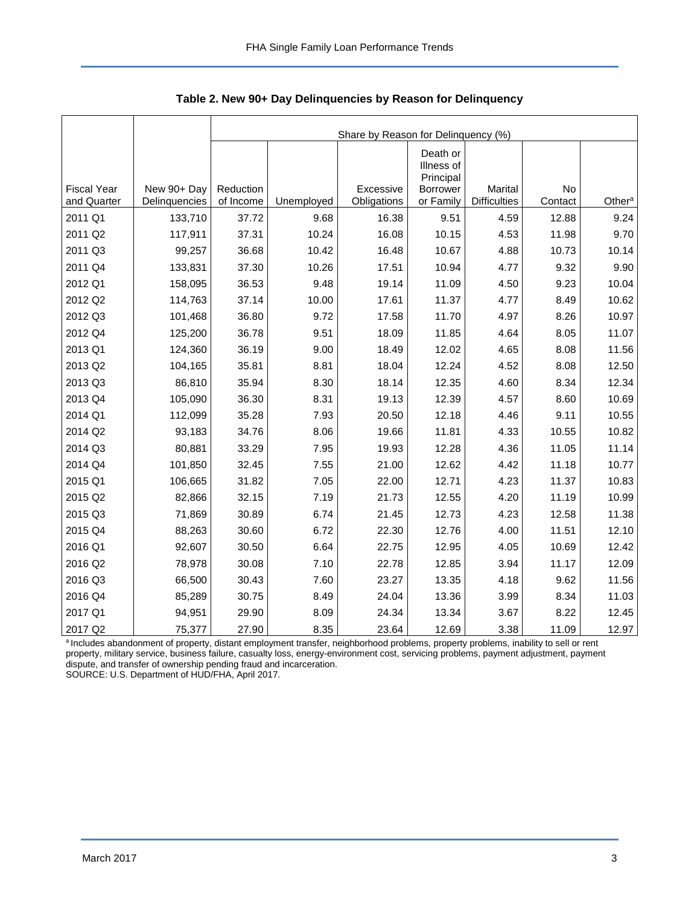**Table 2. New 90+ Day Delinquencies by Reason for Delinquency**

| | | Share by Reason for Delinquency (%) | | | | | | |
|---|---|---|---|---|---|---|---|---|
| Fiscal Year and Quarter | New 90+ Day Delinquencies | Reduction of Income | Unemployed | Excessive Obligations | Death or Illness of Principal Borrower or Family | Marital Difficulties | No Contact | Other[a] |
| 2011 Q1 | 133,710 | 37.72 | 9.68 | 16.38 | 9.51 | 4.59 | 12.88 | 9.24 |
| 2011 Q2 | 117,911 | 37.31 | 10.24 | 16.08 | 10.15 | 4.53 | 11.98 | 9.70 |
| 2011 Q3 | 99,257 | 36.68 | 10.42 | 16.48 | 10.67 | 4.88 | 10.73 | 10.14 |
| 2011 Q4 | 133,831 | 37.30 | 10.26 | 17.51 | 10.94 | 4.77 | 9.32 | 9.90 |
| 2012 Q1 | 158,095 | 36.53 | 9.48 | 19.14 | 11.09 | 4.50 | 9.23 | 10.04 |
| 2012 Q2 | 114,763 | 37.14 | 10.00 | 17.61 | 11.37 | 4.77 | 8.49 | 10.62 |
| 2012 Q3 | 101,468 | 36.80 | 9.72 | 17.58 | 11.70 | 4.97 | 8.26 | 10.97 |
| 2012 Q4 | 125,200 | 36.78 | 9.51 | 18.09 | 11.85 | 4.64 | 8.05 | 11.07 |
| 2013 Q1 | 124,360 | 36.19 | 9.00 | 18.49 | 12.02 | 4.65 | 8.08 | 11.56 |
| 2013 Q2 | 104,165 | 35.81 | 8.81 | 18.04 | 12.24 | 4.52 | 8.08 | 12.50 |
| 2013 Q3 | 86,810 | 35.94 | 8.30 | 18.14 | 12.35 | 4.60 | 8.34 | 12.34 |
| 2013 Q4 | 105,090 | 36.30 | 8.31 | 19.13 | 12.39 | 4.57 | 8.60 | 10.69 |
| 2014 Q1 | 112,099 | 35.28 | 7.93 | 20.50 | 12.18 | 4.46 | 9.11 | 10.55 |
| 2014 Q2 | 93,183 | 34.76 | 8.06 | 19.66 | 11.81 | 4.33 | 10.55 | 10.82 |
| 2014 Q3 | 80,881 | 33.29 | 7.95 | 19.93 | 12.28 | 4.36 | 11.05 | 11.14 |
| 2014 Q4 | 101,850 | 32.45 | 7.55 | 21.00 | 12.62 | 4.42 | 11.18 | 10.77 |
| 2015 Q1 | 106,665 | 31.82 | 7.05 | 22.00 | 12.71 | 4.23 | 11.37 | 10.83 |
| 2015 Q2 | 82,866 | 32.15 | 7.19 | 21.73 | 12.55 | 4.20 | 11.19 | 10.99 |
| 2015 Q3 | 71,869 | 30.89 | 6.74 | 21.45 | 12.73 | 4.23 | 12.58 | 11.38 |
| 2015 Q4 | 88,263 | 30.60 | 6.72 | 22.30 | 12.76 | 4.00 | 11.51 | 12.10 |
| 2016 Q1 | 92,607 | 30.50 | 6.64 | 22.75 | 12.95 | 4.05 | 10.69 | 12.42 |
| 2016 Q2 | 78,978 | 30.08 | 7.10 | 22.78 | 12.85 | 3.94 | 11.17 | 12.09 |
| 2016 Q3 | 66,500 | 30.43 | 7.60 | 23.27 | 13.35 | 4.18 | 9.62 | 11.56 |
| 2016 Q4 | 85,289 | 30.75 | 8.49 | 24.04 | 13.36 | 3.99 | 8.34 | 11.03 |
| 2017 Q1 | 94,951 | 29.90 | 8.09 | 24.34 | 13.34 | 3.67 | 8.22 | 12.45 |
| 2017 Q2 | 75,377 | 27.90 | 8.35 | 23.64 | 12.69 | 3.38 | 11.09 | 12.97 |

[a] Includes abandonment of property, distant employment transfer, neighborhood problems, property problems, inability to sell or rent property, military service, business failure, casualty loss, energy-environment cost, servicing problems, payment adjustment, payment dispute, and transfer of ownership pending fraud and incarceration.

SOURCE: U.S. Department of HUD/FHA, April 2017.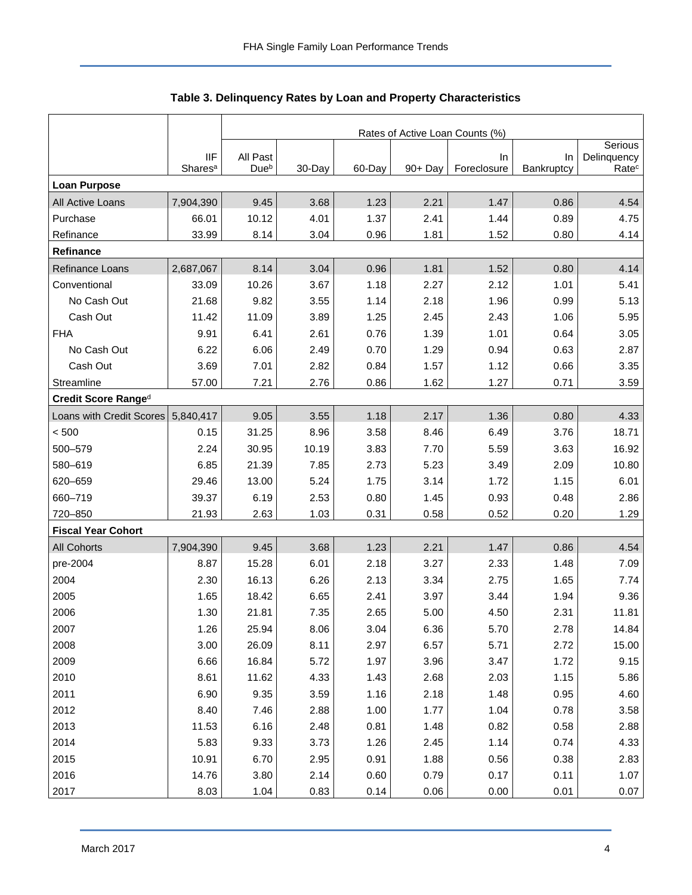## Table 3. Delinquency Rates by Loan and Property Characteristics

| | IIF Shares[a] | Rates of Active Loan Counts (%) | | | | | | |
|---|---|---|---|---|---|---|---|---|
| | | All Past Due[b] | 30-Day | 60-Day | 90+ Day | In Foreclosure | In Bankruptcy | Serious Delinquency Rate[c] |
| **Loan Purpose** | | | | | | | | |
| All Active Loans | 7,904,390 | 9.45 | 3.68 | 1.23 | 2.21 | 1.47 | 0.86 | 4.54 |
| Purchase | 66.01 | 10.12 | 4.01 | 1.37 | 2.41 | 1.44 | 0.89 | 4.75 |
| Refinance | 33.99 | 8.14 | 3.04 | 0.96 | 1.81 | 1.52 | 0.80 | 4.14 |
| **Refinance** | | | | | | | | |
| Refinance Loans | 2,687,067 | 8.14 | 3.04 | 0.96 | 1.81 | 1.52 | 0.80 | 4.14 |
| Conventional | 33.09 | 10.26 | 3.67 | 1.18 | 2.27 | 2.12 | 1.01 | 5.41 |
| No Cash Out | 21.68 | 9.82 | 3.55 | 1.14 | 2.18 | 1.96 | 0.99 | 5.13 |
| Cash Out | 11.42 | 11.09 | 3.89 | 1.25 | 2.45 | 2.43 | 1.06 | 5.95 |
| FHA | 9.91 | 6.41 | 2.61 | 0.76 | 1.39 | 1.01 | 0.64 | 3.05 |
| No Cash Out | 6.22 | 6.06 | 2.49 | 0.70 | 1.29 | 0.94 | 0.63 | 2.87 |
| Cash Out | 3.69 | 7.01 | 2.82 | 0.84 | 1.57 | 1.12 | 0.66 | 3.35 |
| Streamline | 57.00 | 7.21 | 2.76 | 0.86 | 1.62 | 1.27 | 0.71 | 3.59 |
| **Credit Score Range[d]** | | | | | | | | |
| Loans with Credit Scores | 5,840,417 | 9.05 | 3.55 | 1.18 | 2.17 | 1.36 | 0.80 | 4.33 |
| < 500 | 0.15 | 31.25 | 8.96 | 3.58 | 8.46 | 6.49 | 3.76 | 18.71 |
| 500–579 | 2.24 | 30.95 | 10.19 | 3.83 | 7.70 | 5.59 | 3.63 | 16.92 |
| 580–619 | 6.85 | 21.39 | 7.85 | 2.73 | 5.23 | 3.49 | 2.09 | 10.80 |
| 620–659 | 29.46 | 13.00 | 5.24 | 1.75 | 3.14 | 1.72 | 1.15 | 6.01 |
| 660–719 | 39.37 | 6.19 | 2.53 | 0.80 | 1.45 | 0.93 | 0.48 | 2.86 |
| 720–850 | 21.93 | 2.63 | 1.03 | 0.31 | 0.58 | 0.52 | 0.20 | 1.29 |
| **Fiscal Year Cohort** | | | | | | | | |
| All Cohorts | 7,904,390 | 9.45 | 3.68 | 1.23 | 2.21 | 1.47 | 0.86 | 4.54 |
| pre-2004 | 8.87 | 15.28 | 6.01 | 2.18 | 3.27 | 2.33 | 1.48 | 7.09 |
| 2004 | 2.30 | 16.13 | 6.26 | 2.13 | 3.34 | 2.75 | 1.65 | 7.74 |
| 2005 | 1.65 | 18.42 | 6.65 | 2.41 | 3.97 | 3.44 | 1.94 | 9.36 |
| 2006 | 1.30 | 21.81 | 7.35 | 2.65 | 5.00 | 4.50 | 2.31 | 11.81 |
| 2007 | 1.26 | 25.94 | 8.06 | 3.04 | 6.36 | 5.70 | 2.78 | 14.84 |
| 2008 | 3.00 | 26.09 | 8.11 | 2.97 | 6.57 | 5.71 | 2.72 | 15.00 |
| 2009 | 6.66 | 16.84 | 5.72 | 1.97 | 3.96 | 3.47 | 1.72 | 9.15 |
| 2010 | 8.61 | 11.62 | 4.33 | 1.43 | 2.68 | 2.03 | 1.15 | 5.86 |
| 2011 | 6.90 | 9.35 | 3.59 | 1.16 | 2.18 | 1.48 | 0.95 | 4.60 |
| 2012 | 8.40 | 7.46 | 2.88 | 1.00 | 1.77 | 1.04 | 0.78 | 3.58 |
| 2013 | 11.53 | 6.16 | 2.48 | 0.81 | 1.48 | 0.82 | 0.58 | 2.88 |
| 2014 | 5.83 | 9.33 | 3.73 | 1.26 | 2.45 | 1.14 | 0.74 | 4.33 |
| 2015 | 10.91 | 6.70 | 2.95 | 0.91 | 1.88 | 0.56 | 0.38 | 2.83 |
| 2016 | 14.76 | 3.80 | 2.14 | 0.60 | 0.79 | 0.17 | 0.11 | 1.07 |
| 2017 | 8.03 | 1.04 | 0.83 | 0.14 | 0.06 | 0.00 | 0.01 | 0.07 |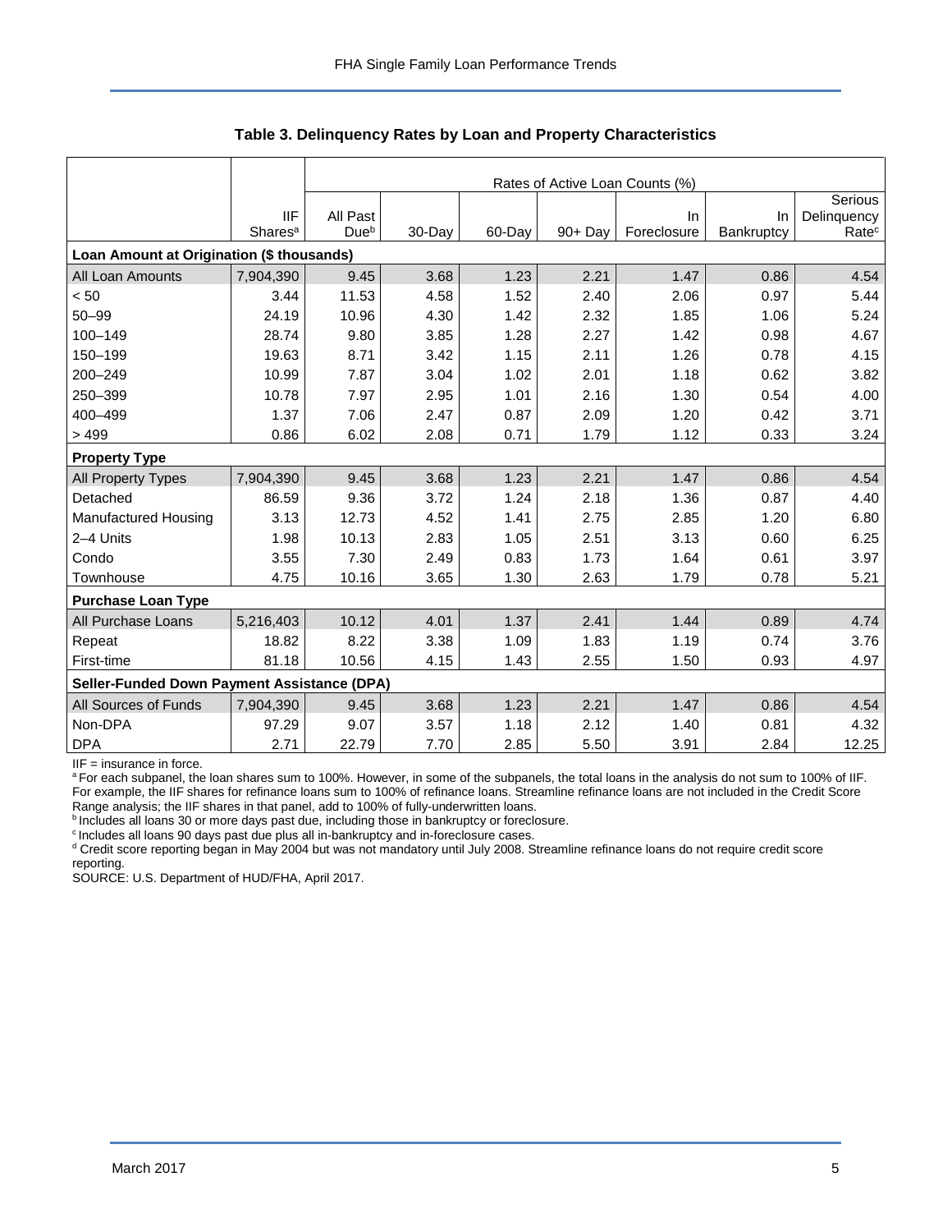**Table 3. Delinquency Rates by Loan and Property Characteristics**

| | | Rates of Active Loan Counts (%) | | | | | | |
|---|---|---|---|---|---|---|---|---|
| | IIF Shares[a] | All Past Due[b] | 30-Day | 60-Day | 90+ Day | In Foreclosure | In Bankruptcy | Serious Delinquency Rate[c] |
| **Loan Amount at Origination ($ thousands)** | | | | | | | | |
| All Loan Amounts | 7,904,390 | 9.45 | 3.68 | 1.23 | 2.21 | 1.47 | 0.86 | 4.54 |
| < 50 | 3.44 | 11.53 | 4.58 | 1.52 | 2.40 | 2.06 | 0.97 | 5.44 |
| 50–99 | 24.19 | 10.96 | 4.30 | 1.42 | 2.32 | 1.85 | 1.06 | 5.24 |
| 100–149 | 28.74 | 9.80 | 3.85 | 1.28 | 2.27 | 1.42 | 0.98 | 4.67 |
| 150–199 | 19.63 | 8.71 | 3.42 | 1.15 | 2.11 | 1.26 | 0.78 | 4.15 |
| 200–249 | 10.99 | 7.87 | 3.04 | 1.02 | 2.01 | 1.18 | 0.62 | 3.82 |
| 250–399 | 10.78 | 7.97 | 2.95 | 1.01 | 2.16 | 1.30 | 0.54 | 4.00 |
| 400–499 | 1.37 | 7.06 | 2.47 | 0.87 | 2.09 | 1.20 | 0.42 | 3.71 |
| > 499 | 0.86 | 6.02 | 2.08 | 0.71 | 1.79 | 1.12 | 0.33 | 3.24 |
| **Property Type** | | | | | | | | |
| All Property Types | 7,904,390 | 9.45 | 3.68 | 1.23 | 2.21 | 1.47 | 0.86 | 4.54 |
| Detached | 86.59 | 9.36 | 3.72 | 1.24 | 2.18 | 1.36 | 0.87 | 4.40 |
| Manufactured Housing | 3.13 | 12.73 | 4.52 | 1.41 | 2.75 | 2.85 | 1.20 | 6.80 |
| 2–4 Units | 1.98 | 10.13 | 2.83 | 1.05 | 2.51 | 3.13 | 0.60 | 6.25 |
| Condo | 3.55 | 7.30 | 2.49 | 0.83 | 1.73 | 1.64 | 0.61 | 3.97 |
| Townhouse | 4.75 | 10.16 | 3.65 | 1.30 | 2.63 | 1.79 | 0.78 | 5.21 |
| **Purchase Loan Type** | | | | | | | | |
| All Purchase Loans | 5,216,403 | 10.12 | 4.01 | 1.37 | 2.41 | 1.44 | 0.89 | 4.74 |
| Repeat | 18.82 | 8.22 | 3.38 | 1.09 | 1.83 | 1.19 | 0.74 | 3.76 |
| First-time | 81.18 | 10.56 | 4.15 | 1.43 | 2.55 | 1.50 | 0.93 | 4.97 |
| **Seller-Funded Down Payment Assistance (DPA)** | | | | | | | | |
| All Sources of Funds | 7,904,390 | 9.45 | 3.68 | 1.23 | 2.21 | 1.47 | 0.86 | 4.54 |
| Non-DPA | 97.29 | 9.07 | 3.57 | 1.18 | 2.12 | 1.40 | 0.81 | 4.32 |
| DPA | 2.71 | 22.79 | 7.70 | 2.85 | 5.50 | 3.91 | 2.84 | 12.25 |

IIF = insurance in force.

[a] For each subpanel, the loan shares sum to 100%. However, in some of the subpanels, the total loans in the analysis do not sum to 100% of IIF. For example, the IIF shares for refinance loans sum to 100% of refinance loans. Streamline refinance loans are not included in the Credit Score Range analysis; the IIF shares in that panel, add to 100% of fully-underwritten loans.

[b] Includes all loans 30 or more days past due, including those in bankruptcy or foreclosure.

[c] Includes all loans 90 days past due plus all in-bankruptcy and in-foreclosure cases.

[d] Credit score reporting began in May 2004 but was not mandatory until July 2008. Streamline refinance loans do not require credit score reporting.

SOURCE: U.S. Department of HUD/FHA, April 2017.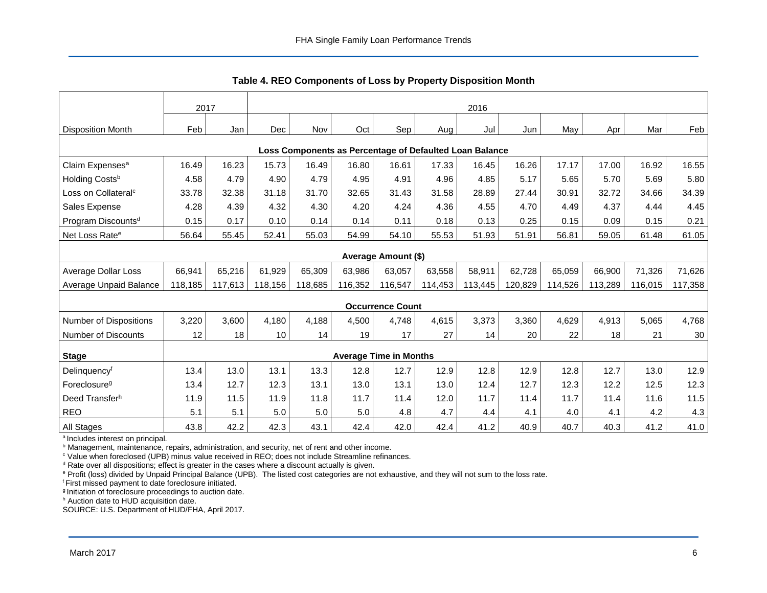**Table 4. REO Components of Loss by Property Disposition Month**

| | 2017 | | 2016 | | | | | | | | | | |
|---|---|---|---|---|---|---|---|---|---|---|---|---|---|
| Disposition Month | Feb | Jan | Dec | Nov | Oct | Sep | Aug | Jul | Jun | May | Apr | Mar | Feb |
| **Loss Components as Percentage of Defaulted Loan Balance** | | | | | | | | | | | | | |
| Claim Expenses[a] | 16.49 | 16.23 | 15.73 | 16.49 | 16.80 | 16.61 | 17.33 | 16.45 | 16.26 | 17.17 | 17.00 | 16.92 | 16.55 |
| Holding Costs[b] | 4.58 | 4.79 | 4.90 | 4.79 | 4.95 | 4.91 | 4.96 | 4.85 | 5.17 | 5.65 | 5.70 | 5.69 | 5.80 |
| Loss on Collateral[c] | 33.78 | 32.38 | 31.18 | 31.70 | 32.65 | 31.43 | 31.58 | 28.89 | 27.44 | 30.91 | 32.72 | 34.66 | 34.39 |
| Sales Expense | 4.28 | 4.39 | 4.32 | 4.30 | 4.20 | 4.24 | 4.36 | 4.55 | 4.70 | 4.49 | 4.37 | 4.44 | 4.45 |
| Program Discounts[d] | 0.15 | 0.17 | 0.10 | 0.14 | 0.14 | 0.11 | 0.18 | 0.13 | 0.25 | 0.15 | 0.09 | 0.15 | 0.21 |
| Net Loss Rate[e] | 56.64 | 55.45 | 52.41 | 55.03 | 54.99 | 54.10 | 55.53 | 51.93 | 51.91 | 56.81 | 59.05 | 61.48 | 61.05 |
| **Average Amount ($)** | | | | | | | | | | | | | |
| Average Dollar Loss | 66,941 | 65,216 | 61,929 | 65,309 | 63,986 | 63,057 | 63,558 | 58,911 | 62,728 | 65,059 | 66,900 | 71,326 | 71,626 |
| Average Unpaid Balance | 118,185 | 117,613 | 118,156 | 118,685 | 116,352 | 116,547 | 114,453 | 113,445 | 120,829 | 114,526 | 113,289 | 116,015 | 117,358 |
| **Occurrence Count** | | | | | | | | | | | | | |
| Number of Dispositions | 3,220 | 3,600 | 4,180 | 4,188 | 4,500 | 4,748 | 4,615 | 3,373 | 3,360 | 4,629 | 4,913 | 5,065 | 4,768 |
| Number of Discounts | 12 | 18 | 10 | 14 | 19 | 17 | 27 | 14 | 20 | 22 | 18 | 21 | 30 |
| **Stage** | **Average Time in Months** | | | | | | | | | | | | |
| Delinquency[f] | 13.4 | 13.0 | 13.1 | 13.3 | 12.8 | 12.7 | 12.9 | 12.8 | 12.9 | 12.8 | 12.7 | 13.0 | 12.9 |
| Foreclosure[g] | 13.4 | 12.7 | 12.3 | 13.1 | 13.0 | 13.1 | 13.0 | 12.4 | 12.7 | 12.3 | 12.2 | 12.5 | 12.3 |
| Deed Transfer[h] | 11.9 | 11.5 | 11.9 | 11.8 | 11.7 | 11.4 | 12.0 | 11.7 | 11.4 | 11.7 | 11.4 | 11.6 | 11.5 |
| REO | 5.1 | 5.1 | 5.0 | 5.0 | 5.0 | 4.8 | 4.7 | 4.4 | 4.1 | 4.0 | 4.1 | 4.2 | 4.3 |
| All Stages | 43.8 | 42.2 | 42.3 | 43.1 | 42.4 | 42.0 | 42.4 | 41.2 | 40.9 | 40.7 | 40.3 | 41.2 | 41.0 |

[a] Includes interest on principal.
[b] Management, maintenance, repairs, administration, and security, net of rent and other income.
[c] Value when foreclosed (UPB) minus value received in REO; does not include Streamline refinances.
[d] Rate over all dispositions; effect is greater in the cases where a discount actually is given.
[e] Profit (loss) divided by Unpaid Principal Balance (UPB). The listed cost categories are not exhaustive, and they will not sum to the loss rate.
[f] First missed payment to date foreclosure initiated.
[g] Initiation of foreclosure proceedings to auction date.
[h] Auction date to HUD acquisition date.
SOURCE: U.S. Department of HUD/FHA, April 2017.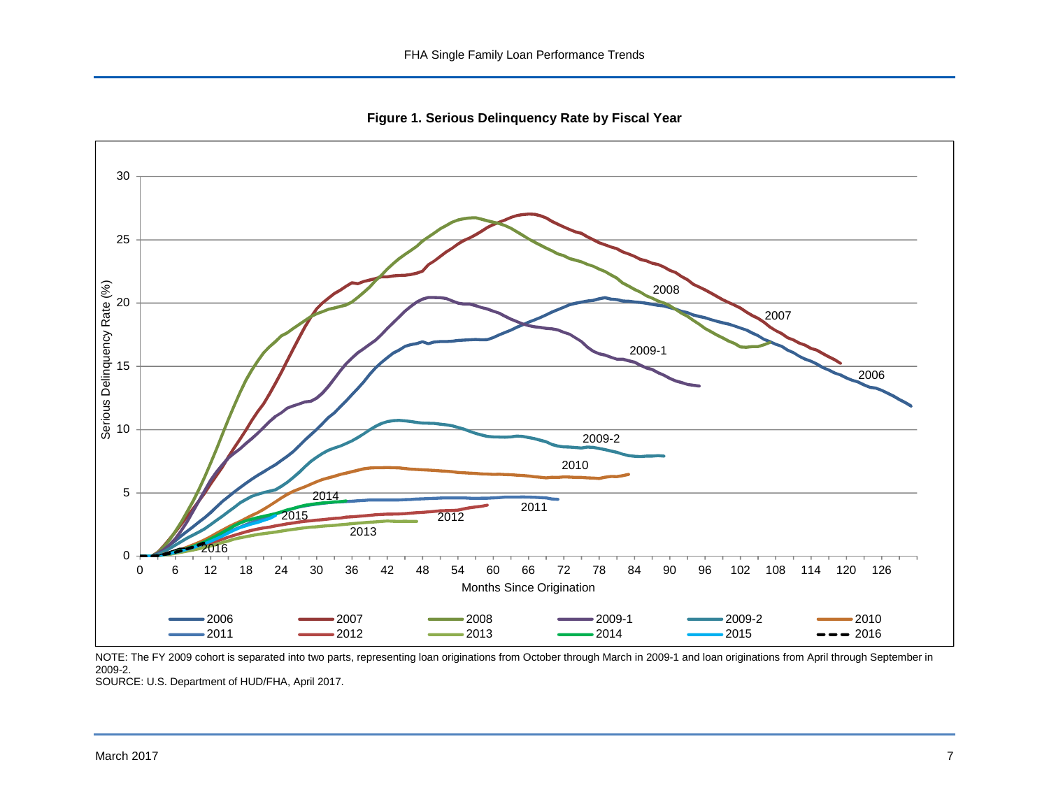**Figure 1. Serious Delinquency Rate by Fiscal Year**

NOTE: The FY 2009 cohort is separated into two parts, representing loan originations from October through March in 2009-1 and loan originations from April through September in 2009-2.

SOURCE: U.S. Department of HUD/FHA, April 2017.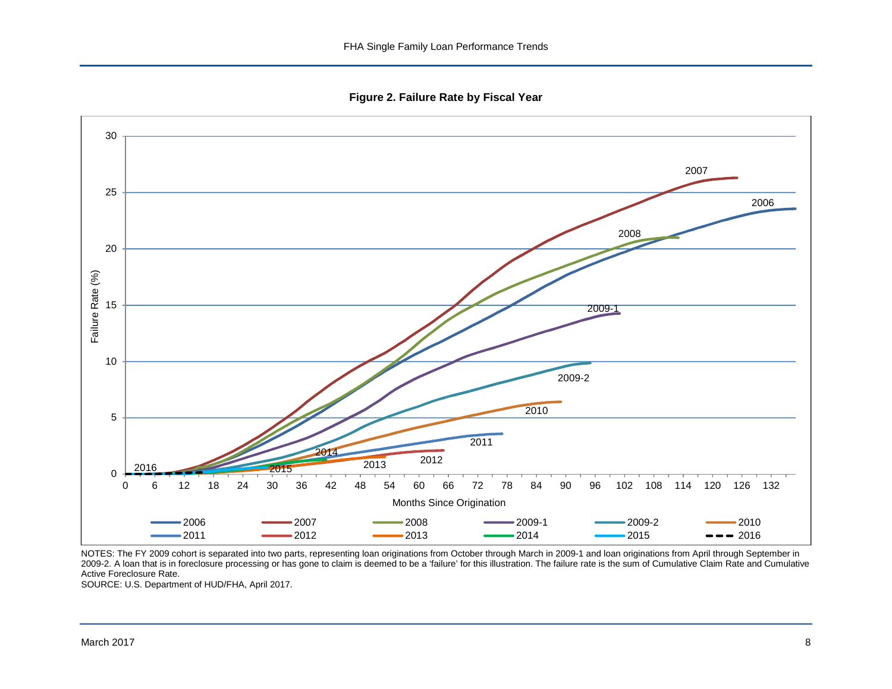**Figure 2. Failure Rate by Fiscal Year**

Failure Rate (%)

30
25
20
15
10
5
0

Months Since Origination

0 6 12 18 24 30 36 42 48 54 60 66 72 78 84 90 96 102 108 114 120 126 132

2007
2006
2008
2009-1
2009-2
2010
2011
2012
2013
2014
2015
2016

Legend: 2006, 2007, 2008, 2009-1, 2009-2, 2010, 2011, 2012, 2013, 2014, 2015, 2016

NOTES: The FY 2009 cohort is separated into two parts, representing loan originations from October through March in 2009-1 and loan originations from April through September in 2009-2. A loan that is in foreclosure processing or has gone to claim is deemed to be a 'failure' for this illustration. The failure rate is the sum of Cumulative Claim Rate and Cumulative Active Foreclosure Rate.

SOURCE: U.S. Department of HUD/FHA, April 2017.